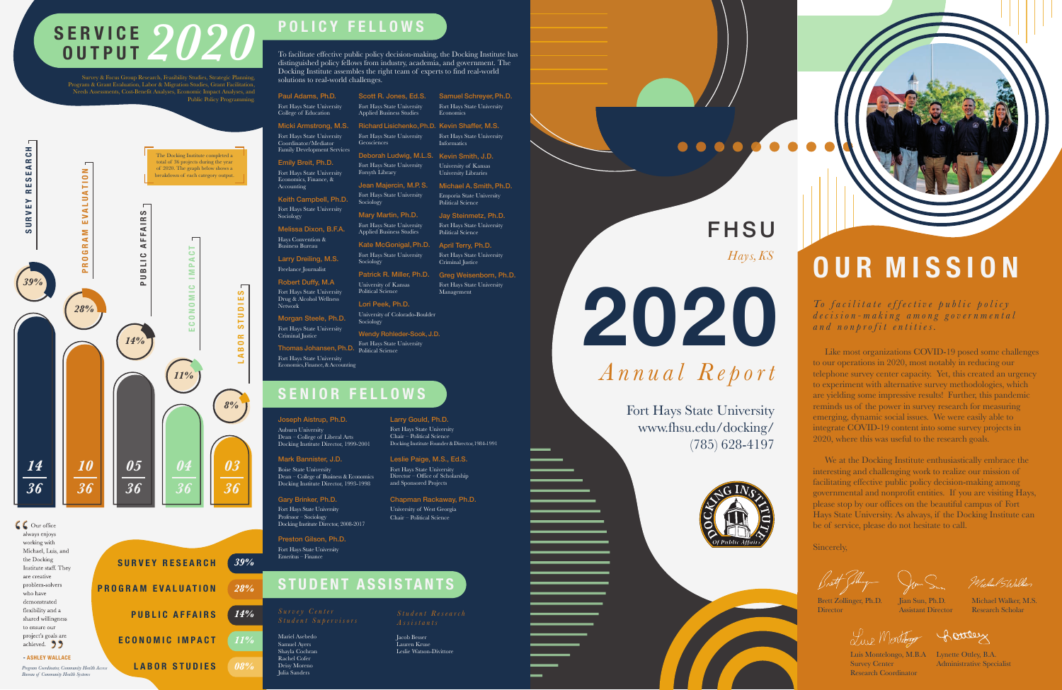# SERVICE OUTPUT 2020

Survey & Focus Group Research, Feasibility Studies, Strategic Planning, Program & Grant Evaluation, Labor & Migration Studies, Grant Facilitation, Needs Assessments, Cost-Benefit Analyses, Economic Impact Analyses, and Public Policy Programming

The Docking Institute completed a total of 36 projects during the year of 2020. The graph below shows a breakdown of each category output.

| Category | Projects | Percent |
|---|---|---|
| Survey Research | 14/36 | 39% |
| Program Evaluation | 10/36 | 28% |
| Public Affairs | 05/36 | 14% |
| Economic Impact | 04/36 | 11% |
| Labor Studies | 03/36 | 8% |

> Our office always enjoys working with Michael, Luis, and the Docking Institute staff. They are creative problem-solvers who have demonstrated flexibility and a shared willingness to ensure our project's goals are achieved.
>
> \- ASHLEY WALLACE
>
> *Program Coordinator, Community Health Access Bureau of Community Health Systems*

## POLICY FELLOWS

To facilitate effective public policy decision-making, the Docking Institute has distinguished policy fellows from industry, academia, and government. The Docking Institute assembles the right team of experts to find real-world solutions to real-world challenges.

**Paul Adams, Ph.D.**
Fort Hays State University
College of Education

**Micki Armstrong, M.S.**
Fort Hays State University
Coordinator/Mediator
Family Development Services

**Emily Breit, Ph.D.**
Fort Hays State University
Economics, Finance, & Accounting

**Keith Campbell, Ph.D.**
Fort Hays State University
Sociology

**Melissa Dixon, B.F.A.**
Hays Convention & Business Bureau

**Larry Dreiling, M.S.**
Freelance Journalist

**Robert Duffy, M.A**
Fort Hays State University
Drug & Alcohol Wellness Network

**Morgan Steele, Ph.D.**
Fort Hays State University
Criminal Justice

**Thomas Johansen, Ph.D.**
Fort Hays State University
Economics, Finance, & Accounting

**Scott R. Jones, Ed.S.**
Fort Hays State University
Applied Business Studies

**Richard Lisichenko, Ph.D.**
Fort Hays State University
Geosciences

**Deborah Ludwig, M.L.S.**
Fort Hays State University
Forsyth Library

**Jean Majercin, M.P.S.**
Fort Hays State University
Sociology

**Mary Martin, Ph.D.**
Fort Hays State University
Applied Business Studies

**Kate McGonigal, Ph.D.**
Fort Hays State University
Sociology

**Patrick R. Miller, Ph.D.**
University of Kansas
Political Science

**Lori Peek, Ph.D.**
University of Colorado-Boulder
Sociology

**Wendy Rohleder-Sook, J.D.**
Fort Hays State University
Political Science

**Samuel Schreyer, Ph.D.**
Fort Hays State University
Economics

**Kevin Shaffer, M.S.**
Fort Hays State University
Informatics

**Kevin Smith, J.D.**
University of Kansas
University Libraries

**Michael A. Smith, Ph.D.**
Emporia State University
Political Science

**Jay Steinmetz, Ph.D.**
Fort Hays State University
Political Science

**April Terry, Ph.D.**
Fort Hays State University
Criminal Justice

**Greg Weisenborn, Ph.D.**
Fort Hays State University
Management

## SENIOR FELLOWS

**Joseph Aistrup, Ph.D.**
Auburn University
Dean – College of Liberal Arts
Docking Institute Director, 1999-2001

**Mark Bannister, J.D.**
Boise State University
Dean – College of Business & Economics
Docking Institute Director, 1995-1998

**Gary Brinker, Ph.D.**
Fort Hays State University
Professor – Sociology
Docking Institute Director, 2008-2017

**Preston Gilson, Ph.D.**
Fort Hays State University
Emeritus – Finance

**Larry Gould, Ph.D.**
Fort Hays State University
Chair – Political Science
Docking Institute Founder & Director, 1984-1991

**Leslie Paige, M.S., Ed.S.**
Fort Hays State University
Director – Office of Scholarship and Sponsored Projects

**Chapman Rackaway, Ph.D.**
University of West Georgia
Chair – Political Science

## STUDENT ASSISTANTS

*Survey Center Student Supervisors*

Mariel Asebedo
Samuel Ayers
Shayla Cochran
Rachel Cofer
Deisy Moreno
Julia Sanders

*Student Research Assistants*

Jacob Besser
Lauren Kruse
Leslie Watson-Divittore

# FHSU
*Hays, KS*

# 2020
*Annual Report*

Fort Hays State University
www.fhsu.edu/docking/
(785) 628-4197

Docking Institute Of Public Affairs

# OUR MISSION

*To facilitate effective public policy decision-making among governmental and nonprofit entities.*

Like most organizations COVID-19 posed some challenges to our operations in 2020, most notably in reducing our telephone survey center capacity. Yet, this created an urgency to experiment with alternative survey methodologies, which are yielding some impressive results! Further, this pandemic reminds us of the power in survey research for measuring emerging, dynamic social issues. We were easily able to integrate COVID-19 content into some survey projects in 2020, where this was useful to the research goals.

We at the Docking Institute enthusiastically embrace the interesting and challenging work to realize our mission of facilitating effective public policy decision-making among governmental and nonprofit entities. If you are visiting Hays, please stop by our offices on the beautiful campus of Fort Hays State University. As always, if the Docking Institute can be of service, please do not hesitate to call.

Sincerely,

Brett Zollinger, Ph.D.
Director

Jian Sun, Ph.D.
Assistant Director

Michael Walker, M.S.
Research Scholar

Luis Montelongo, M.B.A
Survey Center Research Coordinator

Lynette Ottley, B.A.
Administrative Specialist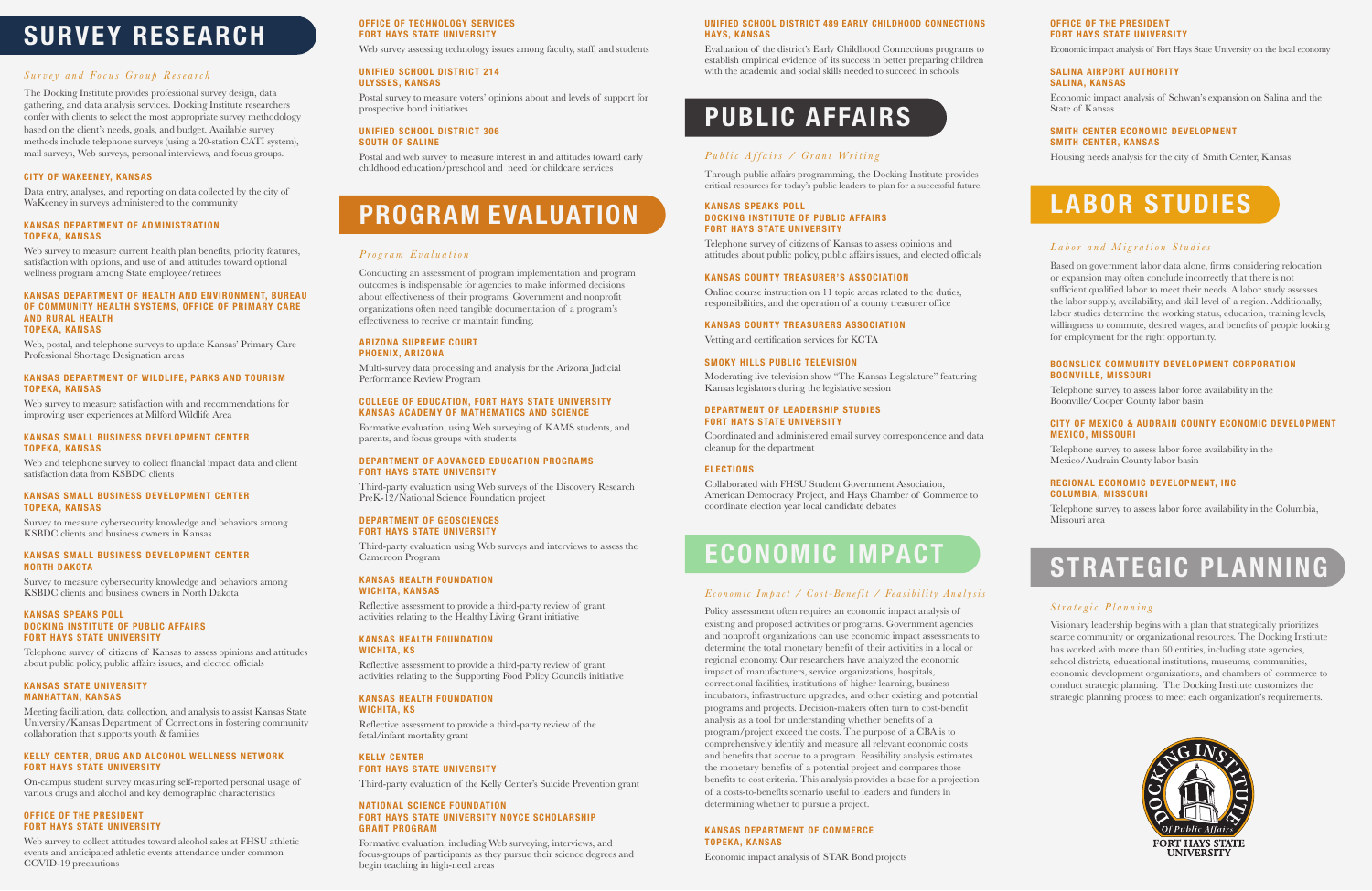# SURVEY RESEARCH

*Survey and Focus Group Research*

The Docking Institute provides professional survey design, data gathering, and data analysis services. Docking Institute researchers confer with clients to select the most appropriate survey methodology based on the client's needs, goals, and budget. Available survey methods include telephone surveys (using a 20-station CATI system), mail surveys, Web surveys, personal interviews, and focus groups.

### CITY OF WAKEENEY, KANSAS

Data entry, analyses, and reporting on data collected by the city of WaKeeney in surveys administered to the community

### KANSAS DEPARTMENT OF ADMINISTRATION
### TOPEKA, KANSAS

Web survey to measure current health plan benefits, priority features, satisfaction with options, and use of and attitudes toward optional wellness program among State employee/retirees

### KANSAS DEPARTMENT OF HEALTH AND ENVIRONMENT, BUREAU OF COMMUNITY HEALTH SYSTEMS, OFFICE OF PRIMARY CARE AND RURAL HEALTH
### TOPEKA, KANSAS

Web, postal, and telephone surveys to update Kansas' Primary Care Professional Shortage Designation areas

### KANSAS DEPARTMENT OF WILDLIFE, PARKS AND TOURISM
### TOPEKA, KANSAS

Web survey to measure satisfaction with and recommendations for improving user experiences at Milford Wildlife Area

### KANSAS SMALL BUSINESS DEVELOPMENT CENTER
### TOPEKA, KANSAS

Web and telephone survey to collect financial impact data and client satisfaction data from KSBDC clients

### KANSAS SMALL BUSINESS DEVELOPMENT CENTER
### TOPEKA, KANSAS

Survey to measure cybersecurity knowledge and behaviors among KSBDC clients and business owners in Kansas

### KANSAS SMALL BUSINESS DEVELOPMENT CENTER
### NORTH DAKOTA

Survey to measure cybersecurity knowledge and behaviors among KSBDC clients and business owners in North Dakota

### KANSAS SPEAKS POLL
### DOCKING INSTITUTE OF PUBLIC AFFAIRS
### FORT HAYS STATE UNIVERSITY

Telephone survey of citizens of Kansas to assess opinions and attitudes about public policy, public affairs issues, and elected officials

### KANSAS STATE UNIVERSITY
### MANHATTAN, KANSAS

Meeting facilitation, data collection, and analysis to assist Kansas State University/Kansas Department of Corrections in fostering community collaboration that supports youth & families

### KELLY CENTER, DRUG AND ALCOHOL WELLNESS NETWORK
### FORT HAYS STATE UNIVERSITY

On-campus student survey measuring self-reported personal usage of various drugs and alcohol and key demographic characteristics

### OFFICE OF THE PRESIDENT
### FORT HAYS STATE UNIVERSITY

Web survey to collect attitudes toward alcohol sales at FHSU athletic events and anticipated athletic events attendance under common COVID-19 precautions

### OFFICE OF TECHNOLOGY SERVICES
### FORT HAYS STATE UNIVERSITY

Web survey assessing technology issues among faculty, staff, and students

### UNIFIED SCHOOL DISTRICT 214
### ULYSSES, KANSAS

Postal survey to measure voters' opinions about and levels of support for prospective bond initiatives

### UNIFIED SCHOOL DISTRICT 306
### SOUTH OF SALINE

Postal and web survey to measure interest in and attitudes toward early childhood education/preschool and need for childcare services

# PROGRAM EVALUATION

*Program Evaluation*

Conducting an assessment of program implementation and program outcomes is indispensable for agencies to make informed decisions about effectiveness of their programs. Government and nonprofit organizations often need tangible documentation of a program's effectiveness to receive or maintain funding.

### ARIZONA SUPREME COURT
### PHOENIX, ARIZONA

Multi-survey data processing and analysis for the Arizona Judicial Performance Review Program

### COLLEGE OF EDUCATION, FORT HAYS STATE UNIVERSITY
### KANSAS ACADEMY OF MATHEMATICS AND SCIENCE

Formative evaluation, using Web surveying of KAMS students, and parents, and focus groups with students

### DEPARTMENT OF ADVANCED EDUCATION PROGRAMS
### FORT HAYS STATE UNIVERSITY

Third-party evaluation using Web surveys of the Discovery Research PreK-12/National Science Foundation project

### DEPARTMENT OF GEOSCIENCES
### FORT HAYS STATE UNIVERSITY

Third-party evaluation using Web surveys and interviews to assess the Cameroon Program

### KANSAS HEALTH FOUNDATION
### WICHITA, KANSAS

Reflective assessment to provide a third-party review of grant activities relating to the Healthy Living Grant initiative

### KANSAS HEALTH FOUNDATION
### WICHITA, KS

Reflective assessment to provide a third-party review of grant activities relating to the Supporting Food Policy Councils initiative

### KANSAS HEALTH FOUNDATION
### WICHITA, KS

Reflective assessment to provide a third-party review of the fetal/infant mortality grant

### KELLY CENTER
### FORT HAYS STATE UNIVERSITY

Third-party evaluation of the Kelly Center's Suicide Prevention grant

### NATIONAL SCIENCE FOUNDATION
### FORT HAYS STATE UNIVERSITY NOYCE SCHOLARSHIP GRANT PROGRAM

Formative evaluation, including Web surveying, interviews, and focus-groups of participants as they pursue their science degrees and begin teaching in high-need areas

### UNIFIED SCHOOL DISTRICT 489 EARLY CHILDHOOD CONNECTIONS
### HAYS, KANSAS

Evaluation of the district's Early Childhood Connections programs to establish empirical evidence of its success in better preparing children with the academic and social skills needed to succeed in schools

# PUBLIC AFFAIRS

*Public Affairs / Grant Writing*

Through public affairs programming, the Docking Institute provides critical resources for today's public leaders to plan for a successful future.

### KANSAS SPEAKS POLL
### DOCKING INSTITUTE OF PUBLIC AFFAIRS
### FORT HAYS STATE UNIVERSITY

Telephone survey of citizens of Kansas to assess opinions and attitudes about public policy, public affairs issues, and elected officials

### KANSAS COUNTY TREASURER'S ASSOCIATION

Online course instruction on 11 topic areas related to the duties, responsibilities, and the operation of a county treasurer office

### KANSAS COUNTY TREASURERS ASSOCIATION

Vetting and certification services for KCTA

### SMOKY HILLS PUBLIC TELEVISION

Moderating live television show "The Kansas Legislature" featuring Kansas legislators during the legislative session

### DEPARTMENT OF LEADERSHIP STUDIES
### FORT HAYS STATE UNIVERSITY

Coordinated and administered email survey correspondence and data cleanup for the department

### ELECTIONS

Collaborated with FHSU Student Government Association, American Democracy Project, and Hays Chamber of Commerce to coordinate election year local candidate debates

# ECONOMIC IMPACT

*Economic Impact / Cost-Benefit / Feasibility Analysis*

Policy assessment often requires an economic impact analysis of existing and proposed activities or programs. Government agencies and nonprofit organizations can use economic impact assessments to determine the total monetary benefit of their activities in a local or regional economy. Our researchers have analyzed the economic impact of manufacturers, service organizations, hospitals, correctional facilities, institutions of higher learning, business incubators, infrastructure upgrades, and other existing and potential programs and projects. Decision-makers often turn to cost-benefit analysis as a tool for understanding whether benefits of a program/project exceed the costs. The purpose of a CBA is to comprehensively identify and measure all relevant economic costs and benefits that accrue to a program. Feasibility analysis estimates the monetary benefits of a potential project and compares those benefits to cost criteria. This analysis provides a base for a projection of a costs-to-benefits scenario useful to leaders and funders in determining whether to pursue a project.

### KANSAS DEPARTMENT OF COMMERCE
### TOPEKA, KANSAS

Economic impact analysis of STAR Bond projects

### OFFICE OF THE PRESIDENT
### FORT HAYS STATE UNIVERSITY

Economic impact analysis of Fort Hays State University on the local economy

### SALINA AIRPORT AUTHORITY
### SALINA, KANSAS

Economic impact analysis of Schwan's expansion on Salina and the State of Kansas

### SMITH CENTER ECONOMIC DEVELOPMENT
### SMITH CENTER, KANSAS

Housing needs analysis for the city of Smith Center, Kansas

# LABOR STUDIES

*Labor and Migration Studies*

Based on government labor data alone, firms considering relocation or expansion may often conclude incorrectly that there is not sufficient qualified labor to meet their needs. A labor study assesses the labor supply, availability, and skill level of a region. Additionally, labor studies determine the working status, education, training levels, willingness to commute, desired wages, and benefits of people looking for employment for the right opportunity.

### BOONSLICK COMMUNITY DEVELOPMENT CORPORATION
### BOONVILLE, MISSOURI

Telephone survey to assess labor force availability in the Boonville/Cooper County labor basin

### CITY OF MEXICO & AUDRAIN COUNTY ECONOMIC DEVELOPMENT
### MEXICO, MISSOURI

Telephone survey to assess labor force availability in the Mexico/Audrain County labor basin

### REGIONAL ECONOMIC DEVELOPMENT, INC
### COLUMBIA, MISSOURI

Telephone survey to assess labor force availability in the Columbia, Missouri area

# STRATEGIC PLANNING

*Strategic Planning*

Visionary leadership begins with a plan that strategically prioritizes scarce community or organizational resources. The Docking Institute has worked with more than 60 entities, including state agencies, school districts, educational institutions, museums, communities, economic development organizations, and chambers of commerce to conduct strategic planning. The Docking Institute customizes the strategic planning process to meet each organization's requirements.

DOCKING INSTITUTE
Of Public Affairs
FORT HAYS STATE UNIVERSITY